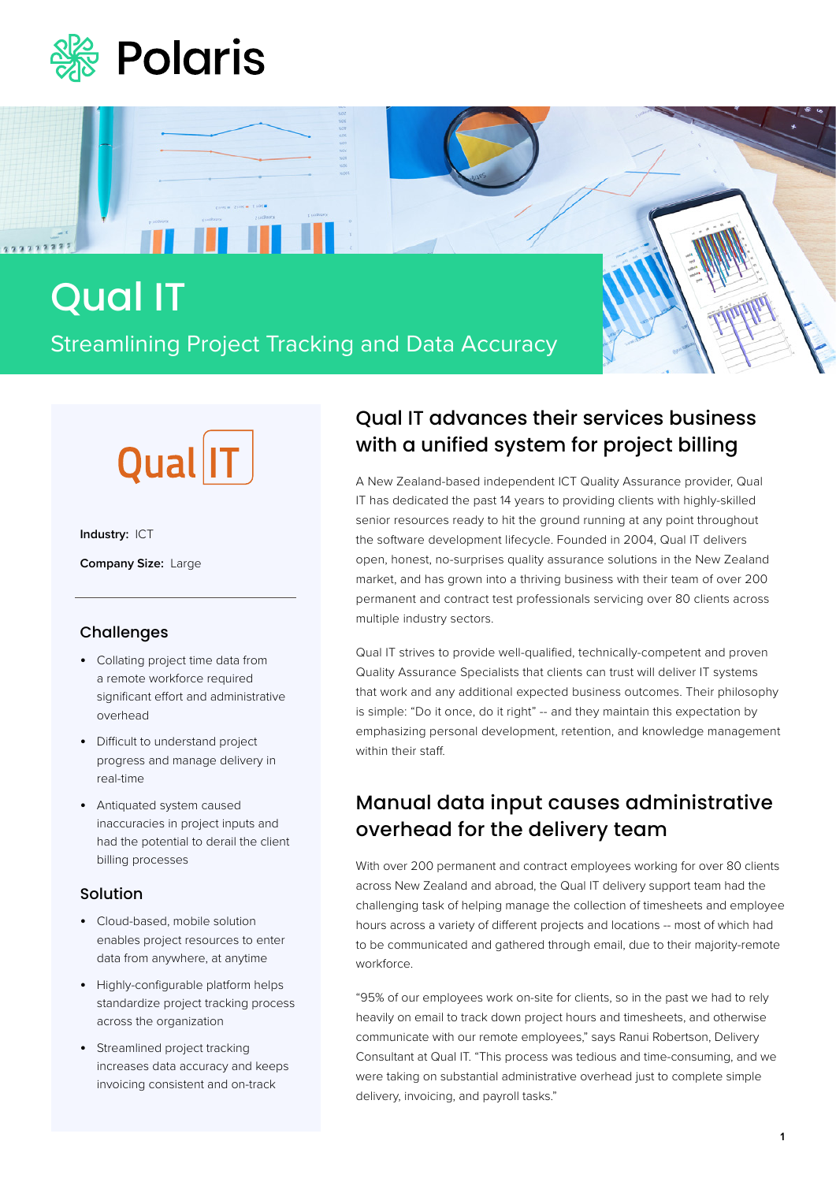Polaris

# Qual IT

Streamlining Project Tracking and Data Accuracy

Qual IT

**Industry:** ICT

**Company Size:** Large

### Challenges

- Collating project time data from a remote workforce required significant effort and administrative overhead
- Difficult to understand project progress and manage delivery in real-time
- Antiquated system caused inaccuracies in project inputs and had the potential to derail the client billing processes

### Solution

- Cloud-based, mobile solution enables project resources to enter data from anywhere, at anytime
- Highly-configurable platform helps standardize project tracking process across the organization
- Streamlined project tracking increases data accuracy and keeps invoicing consistent and on-track

## Qual IT advances their services business with a unified system for project billing

A New Zealand-based independent ICT Quality Assurance provider, Qual IT has dedicated the past 14 years to providing clients with highly-skilled senior resources ready to hit the ground running at any point throughout the software development lifecycle. Founded in 2004, Qual IT delivers open, honest, no-surprises quality assurance solutions in the New Zealand market, and has grown into a thriving business with their team of over 200 permanent and contract test professionals servicing over 80 clients across multiple industry sectors.

Qual IT strives to provide well-qualified, technically-competent and proven Quality Assurance Specialists that clients can trust will deliver IT systems that work and any additional expected business outcomes. Their philosophy is simple: "Do it once, do it right" -- and they maintain this expectation by emphasizing personal development, retention, and knowledge management within their staff.

## Manual data input causes administrative overhead for the delivery team

With over 200 permanent and contract employees working for over 80 clients across New Zealand and abroad, the Qual IT delivery support team had the challenging task of helping manage the collection of timesheets and employee hours across a variety of different projects and locations -- most of which had to be communicated and gathered through email, due to their majority-remote workforce.

"95% of our employees work on-site for clients, so in the past we had to rely heavily on email to track down project hours and timesheets, and otherwise communicate with our remote employees," says Ranui Robertson, Delivery Consultant at Qual IT. "This process was tedious and time-consuming, and we were taking on substantial administrative overhead just to complete simple delivery, invoicing, and payroll tasks."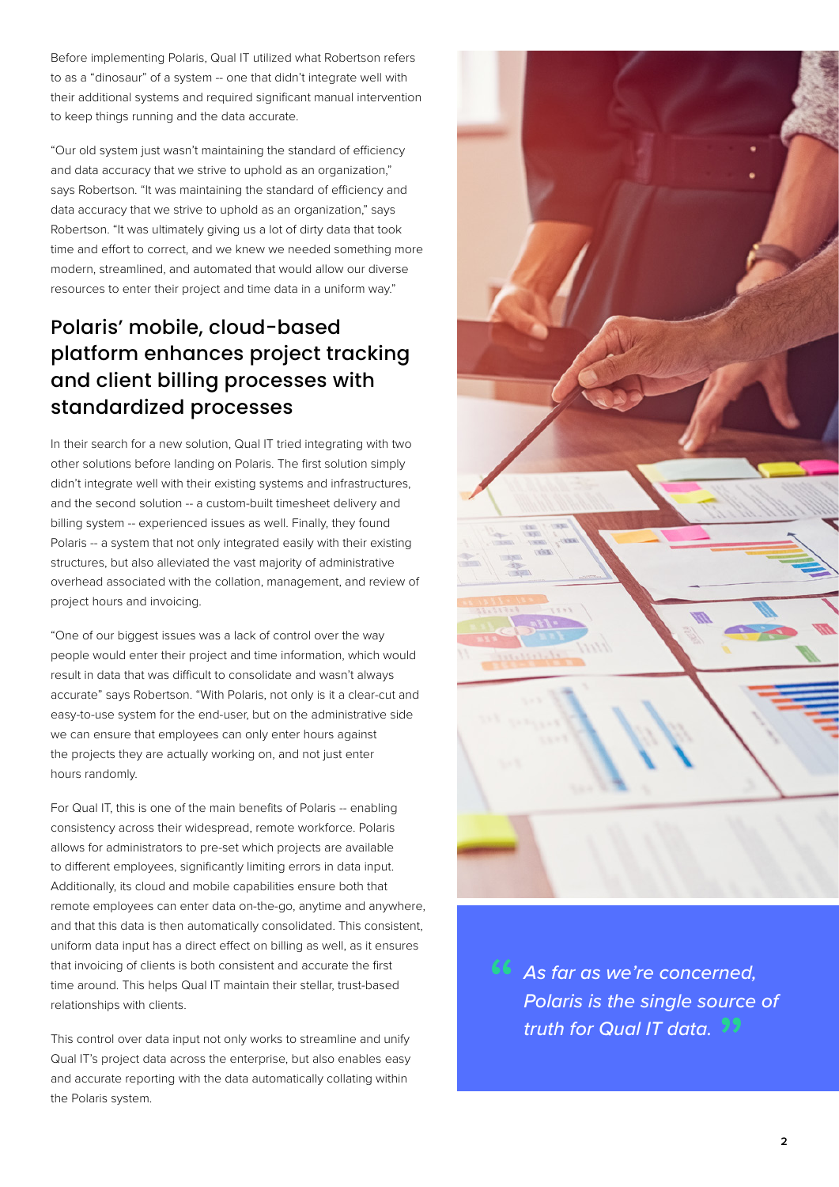Before implementing Polaris, Qual IT utilized what Robertson refers to as a "dinosaur" of a system -- one that didn't integrate well with their additional systems and required significant manual intervention to keep things running and the data accurate.

"Our old system just wasn't maintaining the standard of efficiency and data accuracy that we strive to uphold as an organization," says Robertson. "It was maintaining the standard of efficiency and data accuracy that we strive to uphold as an organization," says Robertson. "It was ultimately giving us a lot of dirty data that took time and effort to correct, and we knew we needed something more modern, streamlined, and automated that would allow our diverse resources to enter their project and time data in a uniform way."

## Polaris' mobile, cloud-based platform enhances project tracking and client billing processes with standardized processes

In their search for a new solution, Qual IT tried integrating with two other solutions before landing on Polaris. The first solution simply didn't integrate well with their existing systems and infrastructures, and the second solution -- a custom-built timesheet delivery and billing system -- experienced issues as well. Finally, they found Polaris -- a system that not only integrated easily with their existing structures, but also alleviated the vast majority of administrative overhead associated with the collation, management, and review of project hours and invoicing.

"One of our biggest issues was a lack of control over the way people would enter their project and time information, which would result in data that was difficult to consolidate and wasn't always accurate" says Robertson. "With Polaris, not only is it a clear-cut and easy-to-use system for the end-user, but on the administrative side we can ensure that employees can only enter hours against the projects they are actually working on, and not just enter hours randomly.

For Qual IT, this is one of the main benefits of Polaris -- enabling consistency across their widespread, remote workforce. Polaris allows for administrators to pre-set which projects are available to different employees, significantly limiting errors in data input. Additionally, its cloud and mobile capabilities ensure both that remote employees can enter data on-the-go, anytime and anywhere, and that this data is then automatically consolidated. This consistent, uniform data input has a direct effect on billing as well, as it ensures that invoicing of clients is both consistent and accurate the first time around. This helps Qual IT maintain their stellar, trust-based relationships with clients.

This control over data input not only works to streamline and unify Qual IT's project data across the enterprise, but also enables easy and accurate reporting with the data automatically collating within the Polaris system.

> *As far as we're concerned, Polaris is the single source of truth for Qual IT data.*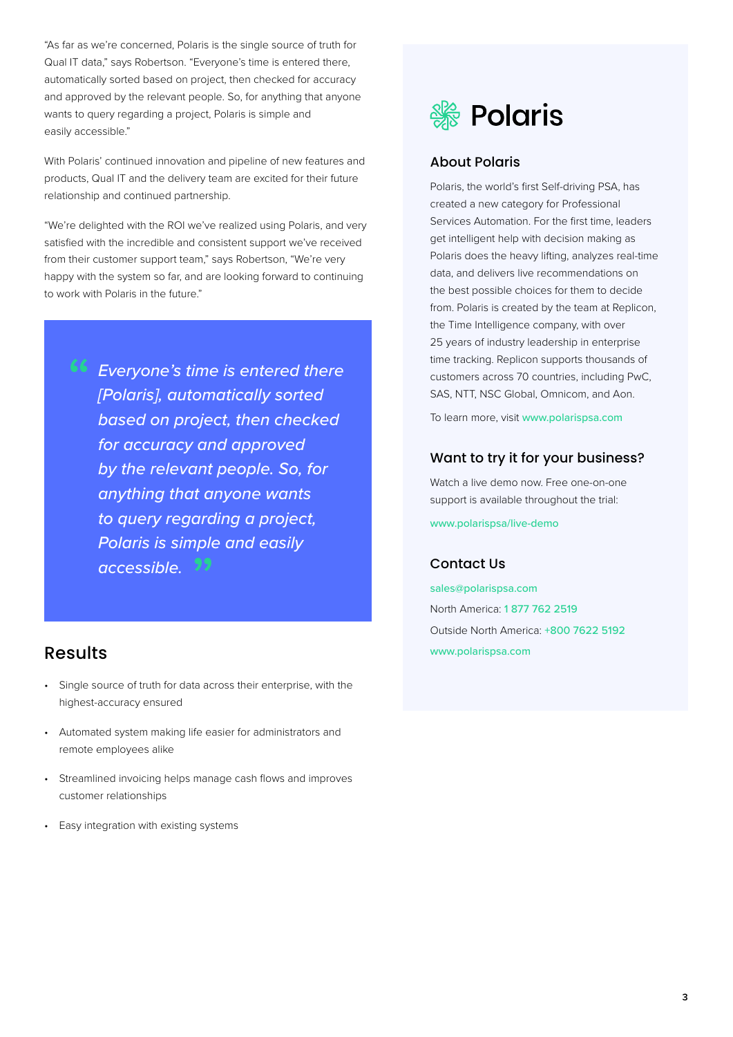"As far as we're concerned, Polaris is the single source of truth for Qual IT data," says Robertson. "Everyone's time is entered there, automatically sorted based on project, then checked for accuracy and approved by the relevant people. So, for anything that anyone wants to query regarding a project, Polaris is simple and easily accessible."

With Polaris' continued innovation and pipeline of new features and products, Qual IT and the delivery team are excited for their future relationship and continued partnership.

"We're delighted with the ROI we've realized using Polaris, and very satisfied with the incredible and consistent support we've received from their customer support team," says Robertson, "We're very happy with the system so far, and are looking forward to continuing to work with Polaris in the future."

> *"Everyone's time is entered there [Polaris], automatically sorted based on project, then checked for accuracy and approved by the relevant people. So, for anything that anyone wants to query regarding a project, Polaris is simple and easily accessible."*

## Results

- Single source of truth for data across their enterprise, with the highest-accuracy ensured
- Automated system making life easier for administrators and remote employees alike
- Streamlined invoicing helps manage cash flows and improves customer relationships
- Easy integration with existing systems

# Polaris

### About Polaris

Polaris, the world's first Self-driving PSA, has created a new category for Professional Services Automation. For the first time, leaders get intelligent help with decision making as Polaris does the heavy lifting, analyzes real-time data, and delivers live recommendations on the best possible choices for them to decide from. Polaris is created by the team at Replicon, the Time Intelligence company, with over 25 years of industry leadership in enterprise time tracking. Replicon supports thousands of customers across 70 countries, including PwC, SAS, NTT, NSC Global, Omnicom, and Aon.

To learn more, visit www.polarispsa.com

### Want to try it for your business?

Watch a live demo now. Free one-on-one support is available throughout the trial:

www.polarispsa/live-demo

### Contact Us

sales@polarispsa.com

North America: 1 877 762 2519

Outside North America: +800 7622 5192

www.polarispsa.com